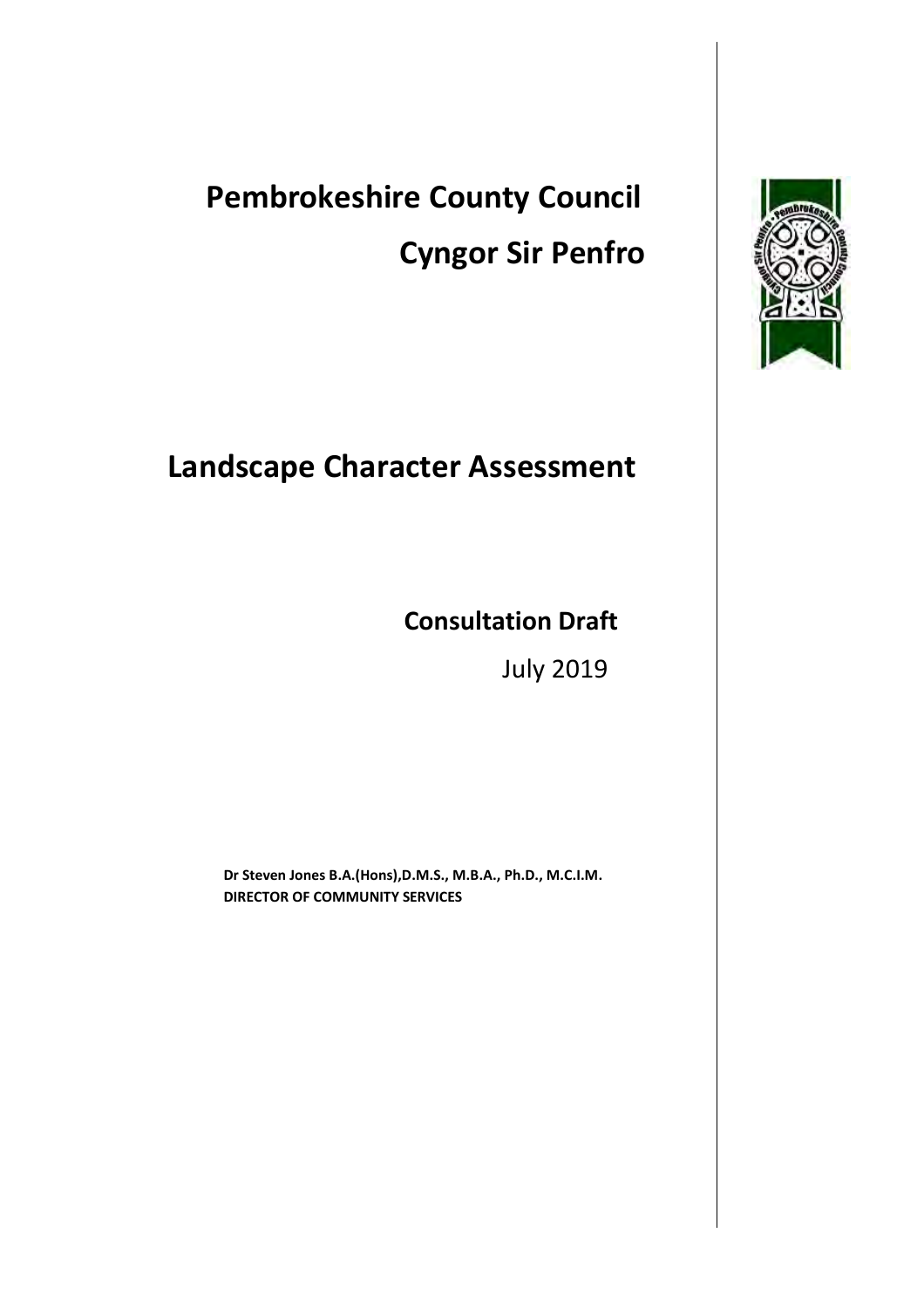# Pembrokeshire County Council

# Cyngor Sir Penfro

# Landscape Character Assessment

## Consultation Draft

July 2019

**Dr Steven Jones B.A.(Hons),D.M.S., M.B.A., Ph.D., M.C.I.M.**
**DIRECTOR OF COMMUNITY SERVICES**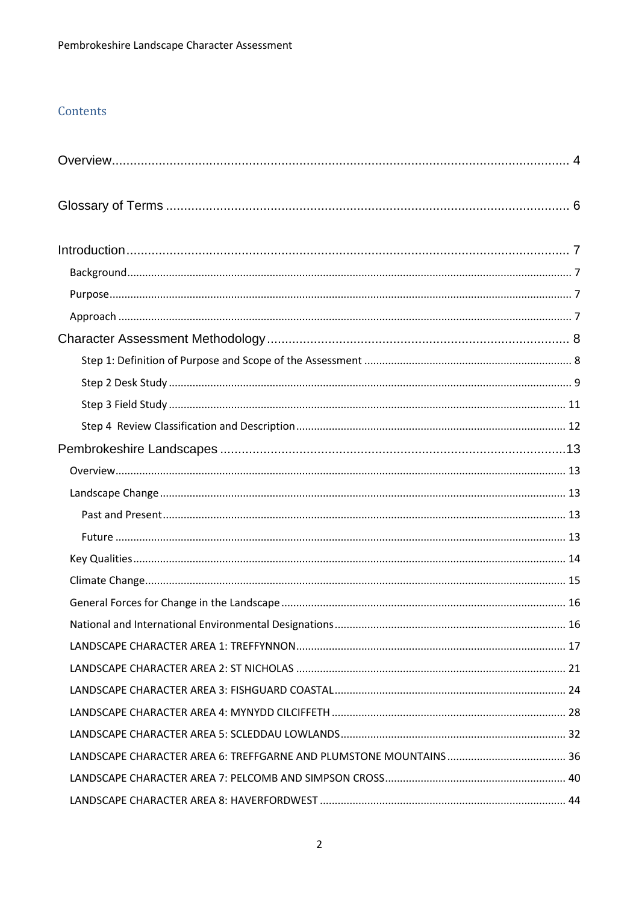## Contents

Overview ..... 4

Glossary of Terms ..... 6

Introduction ..... 7

- Background ..... 7
- Purpose ..... 7
- Approach ..... 7

Character Assessment Methodology ..... 8

- Step 1: Definition of Purpose and Scope of the Assessment ..... 8
- Step 2 Desk Study ..... 9
- Step 3 Field Study ..... 11
- Step 4 Review Classification and Description ..... 12

Pembrokeshire Landscapes ..... 13

- Overview ..... 13
- Landscape Change ..... 13
  - Past and Present ..... 13
  - Future ..... 13
- Key Qualities ..... 14
- Climate Change ..... 15
- General Forces for Change in the Landscape ..... 16
- National and International Environmental Designations ..... 16
- LANDSCAPE CHARACTER AREA 1: TREFFYNNON ..... 17
- LANDSCAPE CHARACTER AREA 2: ST NICHOLAS ..... 21
- LANDSCAPE CHARACTER AREA 3: FISHGUARD COASTAL ..... 24
- LANDSCAPE CHARACTER AREA 4: MYNYDD CILCIFFETH ..... 28
- LANDSCAPE CHARACTER AREA 5: SCLEDDAU LOWLANDS ..... 32
- LANDSCAPE CHARACTER AREA 6: TREFFGARNE AND PLUMSTONE MOUNTAINS ..... 36
- LANDSCAPE CHARACTER AREA 7: PELCOMB AND SIMPSON CROSS ..... 40
- LANDSCAPE CHARACTER AREA 8: HAVERFORDWEST ..... 44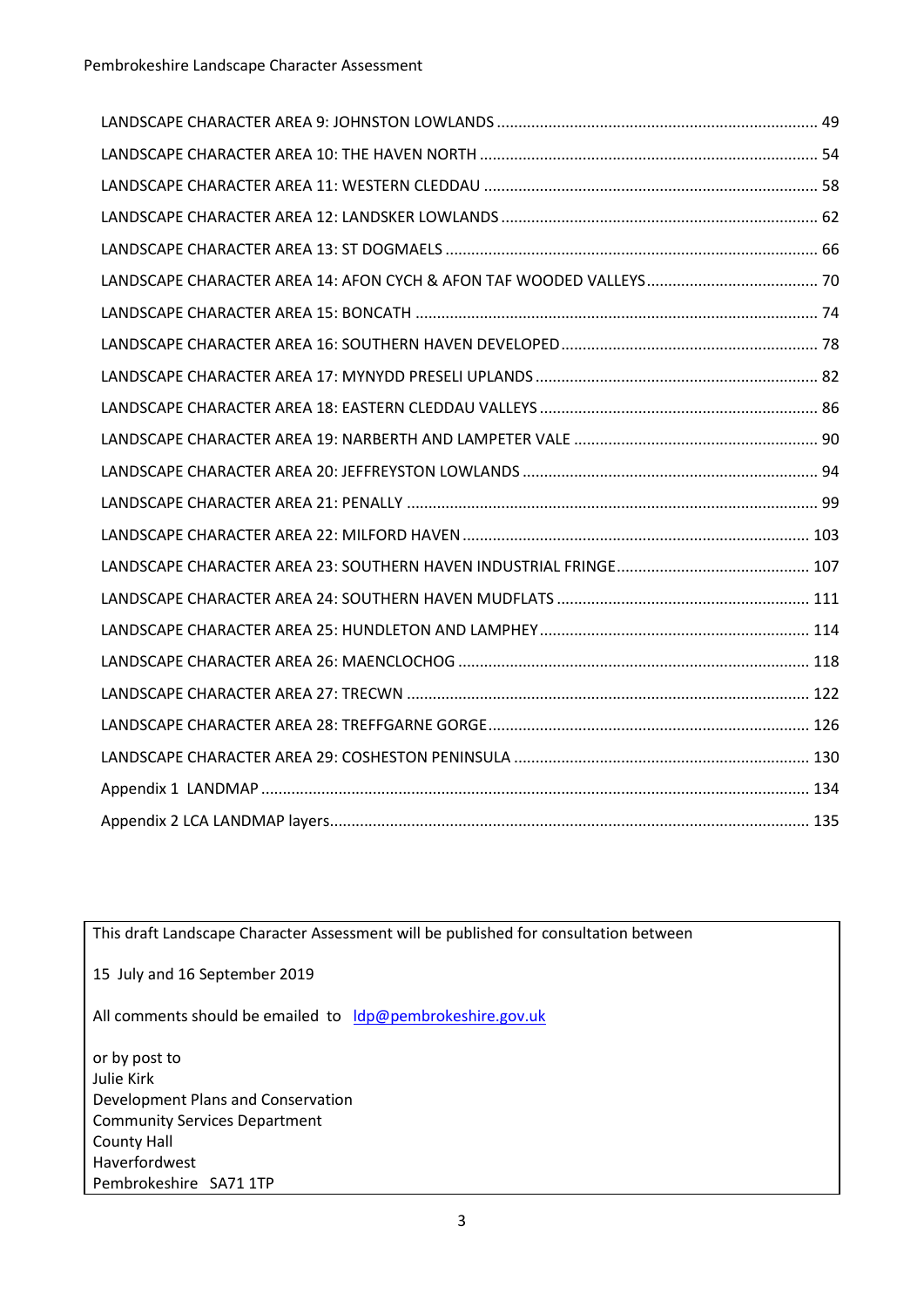LANDSCAPE CHARACTER AREA 9: JOHNSTON LOWLANDS ........................................................................ 49

LANDSCAPE CHARACTER AREA 10: THE HAVEN NORTH ........................................................................ 54

LANDSCAPE CHARACTER AREA 11: WESTERN CLEDDAU ........................................................................ 58

LANDSCAPE CHARACTER AREA 12: LANDSKER LOWLANDS ........................................................................ 62

LANDSCAPE CHARACTER AREA 13: ST DOGMAELS ........................................................................ 66

LANDSCAPE CHARACTER AREA 14: AFON CYCH & AFON TAF WOODED VALLEYS ........................................ 70

LANDSCAPE CHARACTER AREA 15: BONCATH ........................................................................ 74

LANDSCAPE CHARACTER AREA 16: SOUTHERN HAVEN DEVELOPED ........................................................ 78

LANDSCAPE CHARACTER AREA 17: MYNYDD PRESELI UPLANDS ........................................................ 82

LANDSCAPE CHARACTER AREA 18: EASTERN CLEDDAU VALLEYS ........................................................ 86

LANDSCAPE CHARACTER AREA 19: NARBERTH AND LAMPETER VALE ........................................................ 90

LANDSCAPE CHARACTER AREA 20: JEFFREYSTON LOWLANDS ........................................................ 94

LANDSCAPE CHARACTER AREA 21: PENALLY ........................................................................ 99

LANDSCAPE CHARACTER AREA 22: MILFORD HAVEN ........................................................................ 103

LANDSCAPE CHARACTER AREA 23: SOUTHERN HAVEN INDUSTRIAL FRINGE ........................................ 107

LANDSCAPE CHARACTER AREA 24: SOUTHERN HAVEN MUDFLATS ........................................................ 111

LANDSCAPE CHARACTER AREA 25: HUNDLETON AND LAMPHEY ........................................................ 114

LANDSCAPE CHARACTER AREA 26: MAENCLOCHOG ........................................................................ 118

LANDSCAPE CHARACTER AREA 27: TRECWN ........................................................................ 122

LANDSCAPE CHARACTER AREA 28: TREFFGARNE GORGE ........................................................................ 126

LANDSCAPE CHARACTER AREA 29: COSHESTON PENINSULA ........................................................ 130

Appendix 1 LANDMAP ........................................................................ 134

Appendix 2 LCA LANDMAP layers ........................................................................ 135

This draft Landscape Character Assessment will be published for consultation between

15 July and 16 September 2019

All comments should be emailed to ldp@pembrokeshire.gov.uk

or by post to
Julie Kirk
Development Plans and Conservation
Community Services Department
County Hall
Haverfordwest
Pembrokeshire SA71 1TP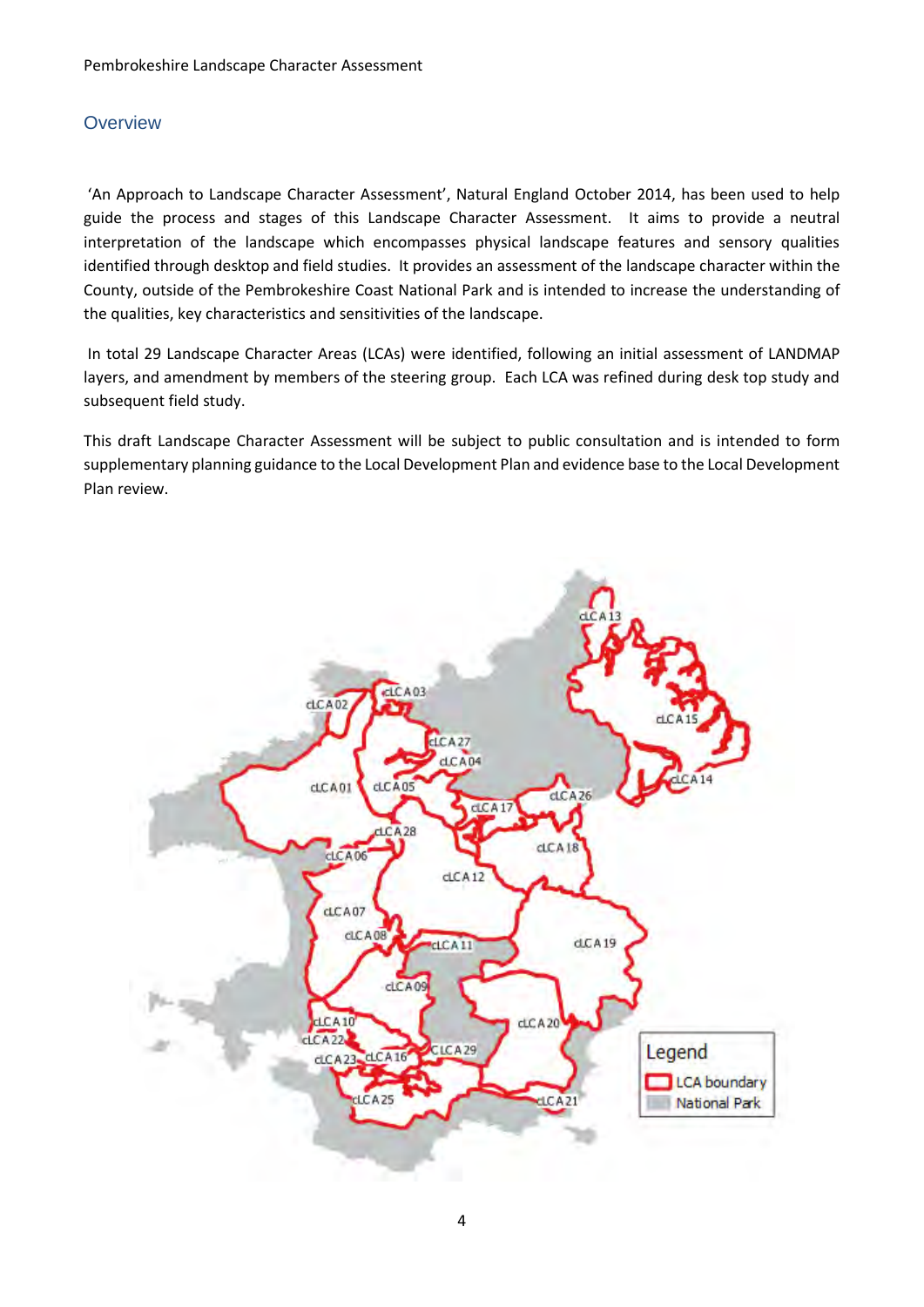## Overview

'An Approach to Landscape Character Assessment', Natural England October 2014, has been used to help guide the process and stages of this Landscape Character Assessment. It aims to provide a neutral interpretation of the landscape which encompasses physical landscape features and sensory qualities identified through desktop and field studies. It provides an assessment of the landscape character within the County, outside of the Pembrokeshire Coast National Park and is intended to increase the understanding of the qualities, key characteristics and sensitivities of the landscape.

In total 29 Landscape Character Areas (LCAs) were identified, following an initial assessment of LANDMAP layers, and amendment by members of the steering group. Each LCA was refined during desk top study and subsequent field study.

This draft Landscape Character Assessment will be subject to public consultation and is intended to form supplementary planning guidance to the Local Development Plan and evidence base to the Local Development Plan review.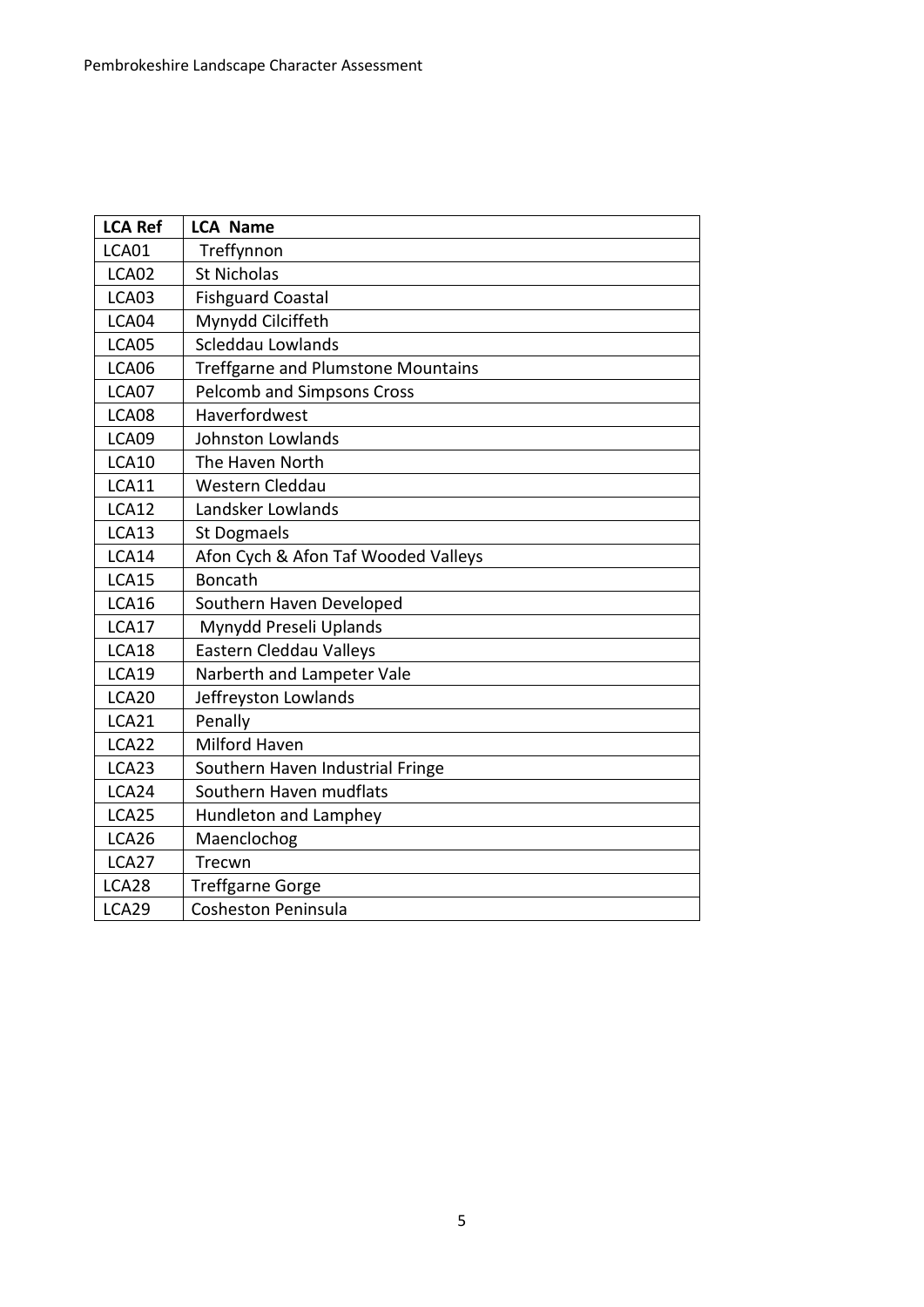| LCA Ref | LCA Name |
| --- | --- |
| LCA01 | Treffynnon |
| LCA02 | St Nicholas |
| LCA03 | Fishguard Coastal |
| LCA04 | Mynydd Cilciffeth |
| LCA05 | Scleddau Lowlands |
| LCA06 | Treffgarne and Plumstone Mountains |
| LCA07 | Pelcomb and Simpsons Cross |
| LCA08 | Haverfordwest |
| LCA09 | Johnston Lowlands |
| LCA10 | The Haven North |
| LCA11 | Western Cleddau |
| LCA12 | Landsker Lowlands |
| LCA13 | St Dogmaels |
| LCA14 | Afon Cych & Afon Taf Wooded Valleys |
| LCA15 | Boncath |
| LCA16 | Southern Haven Developed |
| LCA17 | Mynydd Preseli Uplands |
| LCA18 | Eastern Cleddau Valleys |
| LCA19 | Narberth and Lampeter Vale |
| LCA20 | Jeffreyston Lowlands |
| LCA21 | Penally |
| LCA22 | Milford Haven |
| LCA23 | Southern Haven Industrial Fringe |
| LCA24 | Southern Haven mudflats |
| LCA25 | Hundleton and Lamphey |
| LCA26 | Maenclochog |
| LCA27 | Trecwn |
| LCA28 | Treffgarne Gorge |
| LCA29 | Cosheston Peninsula |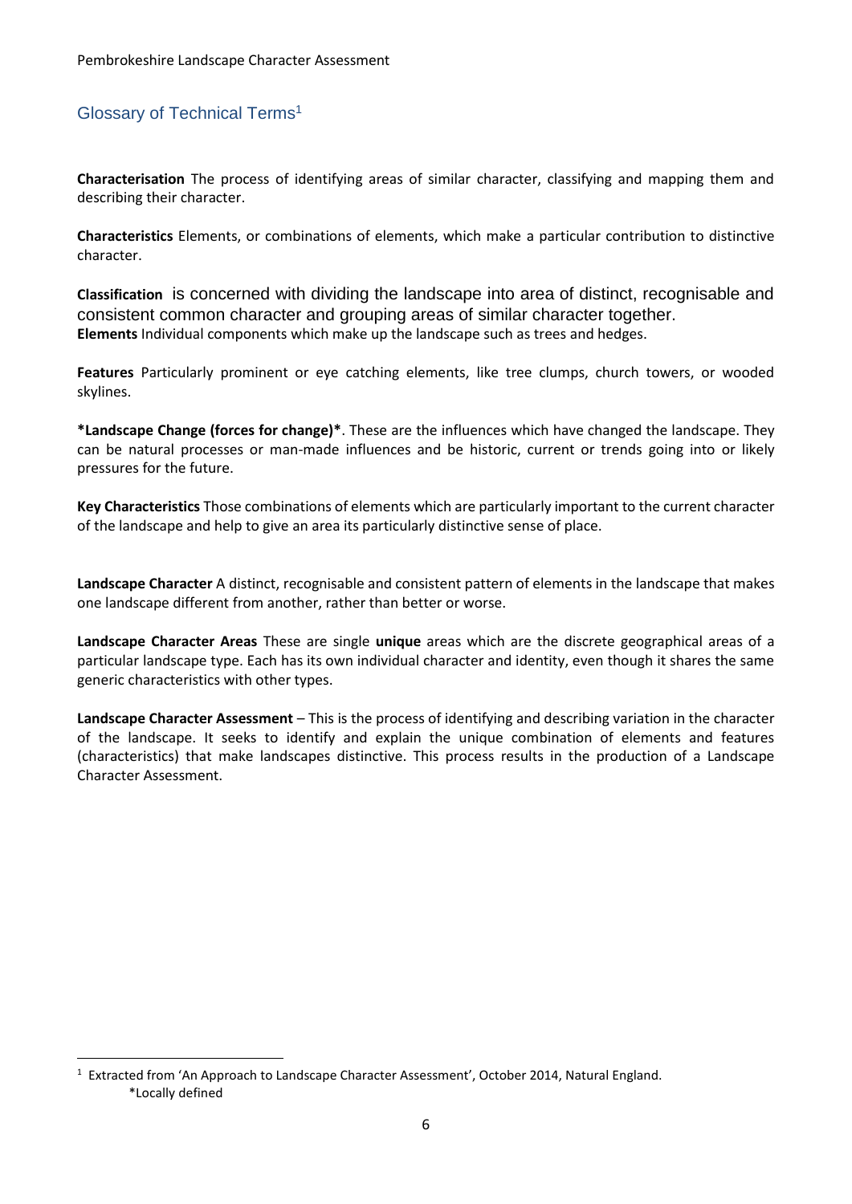## Glossary of Technical Terms[1]

**Characterisation** The process of identifying areas of similar character, classifying and mapping them and describing their character.

**Characteristics** Elements, or combinations of elements, which make a particular contribution to distinctive character.

**Classification** is concerned with dividing the landscape into area of distinct, recognisable and consistent common character and grouping areas of similar character together.

**Elements** Individual components which make up the landscape such as trees and hedges.

**Features** Particularly prominent or eye catching elements, like tree clumps, church towers, or wooded skylines.

**\*Landscape Change (forces for change)\***. These are the influences which have changed the landscape. They can be natural processes or man-made influences and be historic, current or trends going into or likely pressures for the future.

**Key Characteristics** Those combinations of elements which are particularly important to the current character of the landscape and help to give an area its particularly distinctive sense of place.

**Landscape Character** A distinct, recognisable and consistent pattern of elements in the landscape that makes one landscape different from another, rather than better or worse.

**Landscape Character Areas** These are single **unique** areas which are the discrete geographical areas of a particular landscape type. Each has its own individual character and identity, even though it shares the same generic characteristics with other types.

**Landscape Character Assessment** – This is the process of identifying and describing variation in the character of the landscape. It seeks to identify and explain the unique combination of elements and features (characteristics) that make landscapes distinctive. This process results in the production of a Landscape Character Assessment.

---

[1] Extracted from 'An Approach to Landscape Character Assessment', October 2014, Natural England.
*Locally defined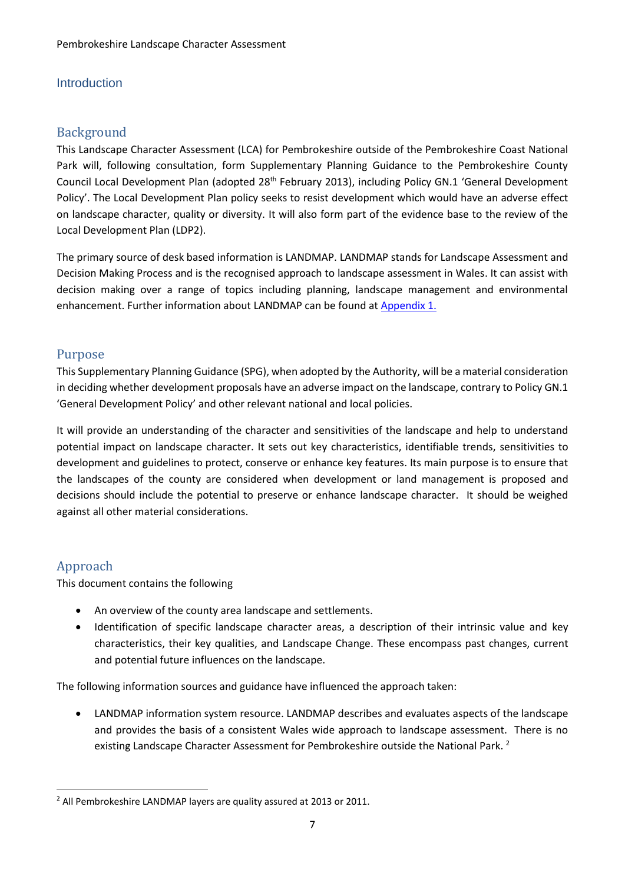## Introduction

### Background

This Landscape Character Assessment (LCA) for Pembrokeshire outside of the Pembrokeshire Coast National Park will, following consultation, form Supplementary Planning Guidance to the Pembrokeshire County Council Local Development Plan (adopted 28th February 2013), including Policy GN.1 'General Development Policy'. The Local Development Plan policy seeks to resist development which would have an adverse effect on landscape character, quality or diversity. It will also form part of the evidence base to the review of the Local Development Plan (LDP2).

The primary source of desk based information is LANDMAP. LANDMAP stands for Landscape Assessment and Decision Making Process and is the recognised approach to landscape assessment in Wales. It can assist with decision making over a range of topics including planning, landscape management and environmental enhancement. Further information about LANDMAP can be found at Appendix 1.

### Purpose

This Supplementary Planning Guidance (SPG), when adopted by the Authority, will be a material consideration in deciding whether development proposals have an adverse impact on the landscape, contrary to Policy GN.1 'General Development Policy' and other relevant national and local policies.

It will provide an understanding of the character and sensitivities of the landscape and help to understand potential impact on landscape character. It sets out key characteristics, identifiable trends, sensitivities to development and guidelines to protect, conserve or enhance key features. Its main purpose is to ensure that the landscapes of the county are considered when development or land management is proposed and decisions should include the potential to preserve or enhance landscape character. It should be weighed against all other material considerations.

### Approach

This document contains the following

- An overview of the county area landscape and settlements.
- Identification of specific landscape character areas, a description of their intrinsic value and key characteristics, their key qualities, and Landscape Change. These encompass past changes, current and potential future influences on the landscape.

The following information sources and guidance have influenced the approach taken:

- LANDMAP information system resource. LANDMAP describes and evaluates aspects of the landscape and provides the basis of a consistent Wales wide approach to landscape assessment. There is no existing Landscape Character Assessment for Pembrokeshire outside the National Park. [2]

[2] All Pembrokeshire LANDMAP layers are quality assured at 2013 or 2011.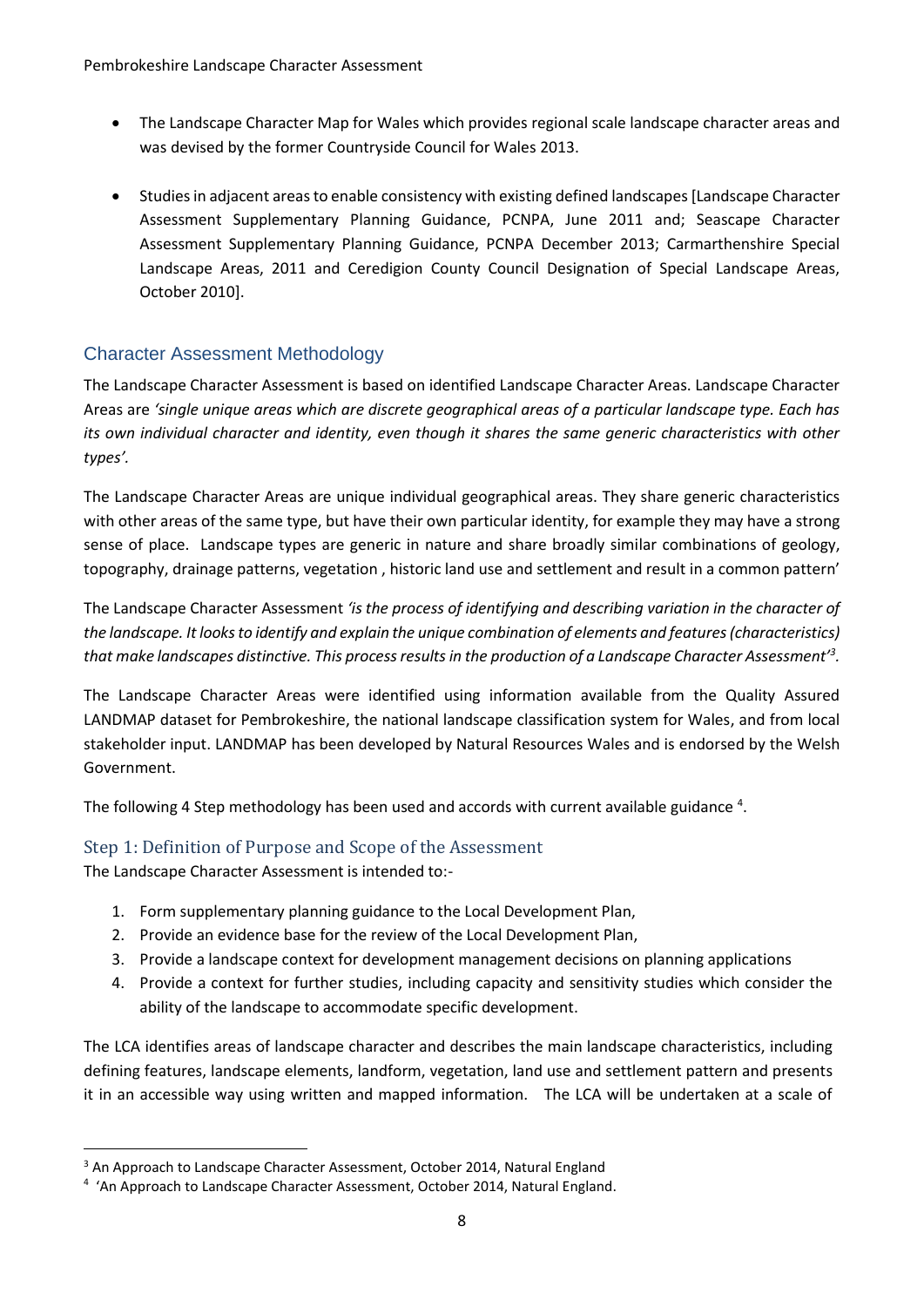- The Landscape Character Map for Wales which provides regional scale landscape character areas and was devised by the former Countryside Council for Wales 2013.

- Studies in adjacent areas to enable consistency with existing defined landscapes [Landscape Character Assessment Supplementary Planning Guidance, PCNPA, June 2011 and; Seascape Character Assessment Supplementary Planning Guidance, PCNPA December 2013; Carmarthenshire Special Landscape Areas, 2011 and Ceredigion County Council Designation of Special Landscape Areas, October 2010].

## Character Assessment Methodology

The Landscape Character Assessment is based on identified Landscape Character Areas. Landscape Character Areas are *'single unique areas which are discrete geographical areas of a particular landscape type. Each has its own individual character and identity, even though it shares the same generic characteristics with other types'.*

The Landscape Character Areas are unique individual geographical areas. They share generic characteristics with other areas of the same type, but have their own particular identity, for example they may have a strong sense of place. Landscape types are generic in nature and share broadly similar combinations of geology, topography, drainage patterns, vegetation , historic land use and settlement and result in a common pattern'

The Landscape Character Assessment *'is the process of identifying and describing variation in the character of the landscape. It looks to identify and explain the unique combination of elements and features (characteristics) that make landscapes distinctive. This process results in the production of a Landscape Character Assessment'*[3].

The Landscape Character Areas were identified using information available from the Quality Assured LANDMAP dataset for Pembrokeshire, the national landscape classification system for Wales, and from local stakeholder input. LANDMAP has been developed by Natural Resources Wales and is endorsed by the Welsh Government.

The following 4 Step methodology has been used and accords with current available guidance [4].

### Step 1: Definition of Purpose and Scope of the Assessment

The Landscape Character Assessment is intended to:-

1. Form supplementary planning guidance to the Local Development Plan,
2. Provide an evidence base for the review of the Local Development Plan,
3. Provide a landscape context for development management decisions on planning applications
4. Provide a context for further studies, including capacity and sensitivity studies which consider the ability of the landscape to accommodate specific development.

The LCA identifies areas of landscape character and describes the main landscape characteristics, including defining features, landscape elements, landform, vegetation, land use and settlement pattern and presents it in an accessible way using written and mapped information. The LCA will be undertaken at a scale of

---

[3] An Approach to Landscape Character Assessment, October 2014, Natural England

[4] 'An Approach to Landscape Character Assessment, October 2014, Natural England.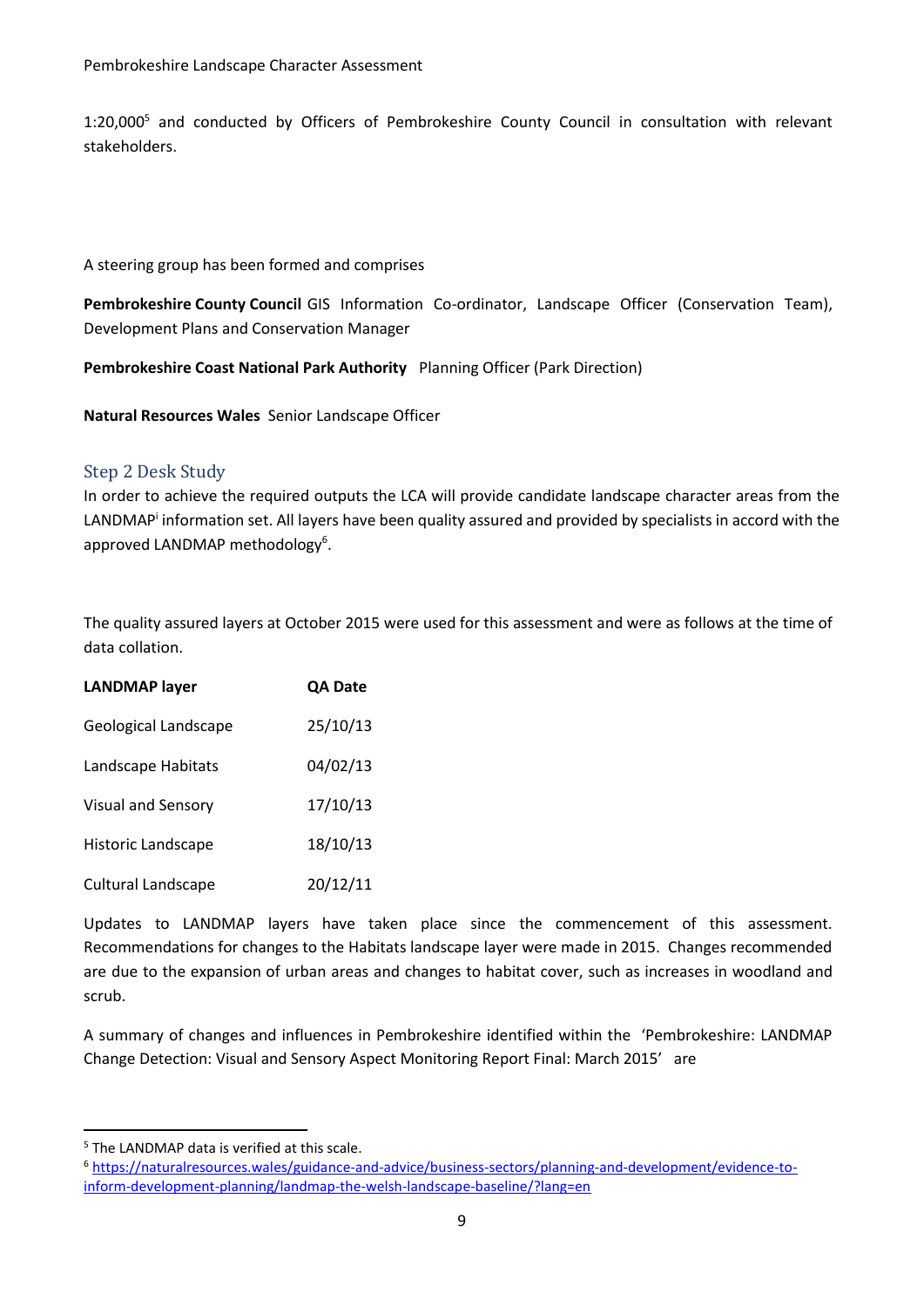1:20,000[5] and conducted by Officers of Pembrokeshire County Council in consultation with relevant stakeholders.

A steering group has been formed and comprises

**Pembrokeshire County Council** GIS Information Co-ordinator, Landscape Officer (Conservation Team), Development Plans and Conservation Manager

**Pembrokeshire Coast National Park Authority** Planning Officer (Park Direction)

**Natural Resources Wales** Senior Landscape Officer

### Step 2 Desk Study

In order to achieve the required outputs the LCA will provide candidate landscape character areas from the LANDMAP[i] information set. All layers have been quality assured and provided by specialists in accord with the approved LANDMAP methodology[6].

The quality assured layers at October 2015 were used for this assessment and were as follows at the time of data collation.

| LANDMAP layer | QA Date |
|---|---|
| Geological Landscape | 25/10/13 |
| Landscape Habitats | 04/02/13 |
| Visual and Sensory | 17/10/13 |
| Historic Landscape | 18/10/13 |
| Cultural Landscape | 20/12/11 |

Updates to LANDMAP layers have taken place since the commencement of this assessment. Recommendations for changes to the Habitats landscape layer were made in 2015. Changes recommended are due to the expansion of urban areas and changes to habitat cover, such as increases in woodland and scrub.

A summary of changes and influences in Pembrokeshire identified within the 'Pembrokeshire: LANDMAP Change Detection: Visual and Sensory Aspect Monitoring Report Final: March 2015' are

[5] The LANDMAP data is verified at this scale.

[6] https://naturalresources.wales/guidance-and-advice/business-sectors/planning-and-development/evidence-to-inform-development-planning/landmap-the-welsh-landscape-baseline/?lang=en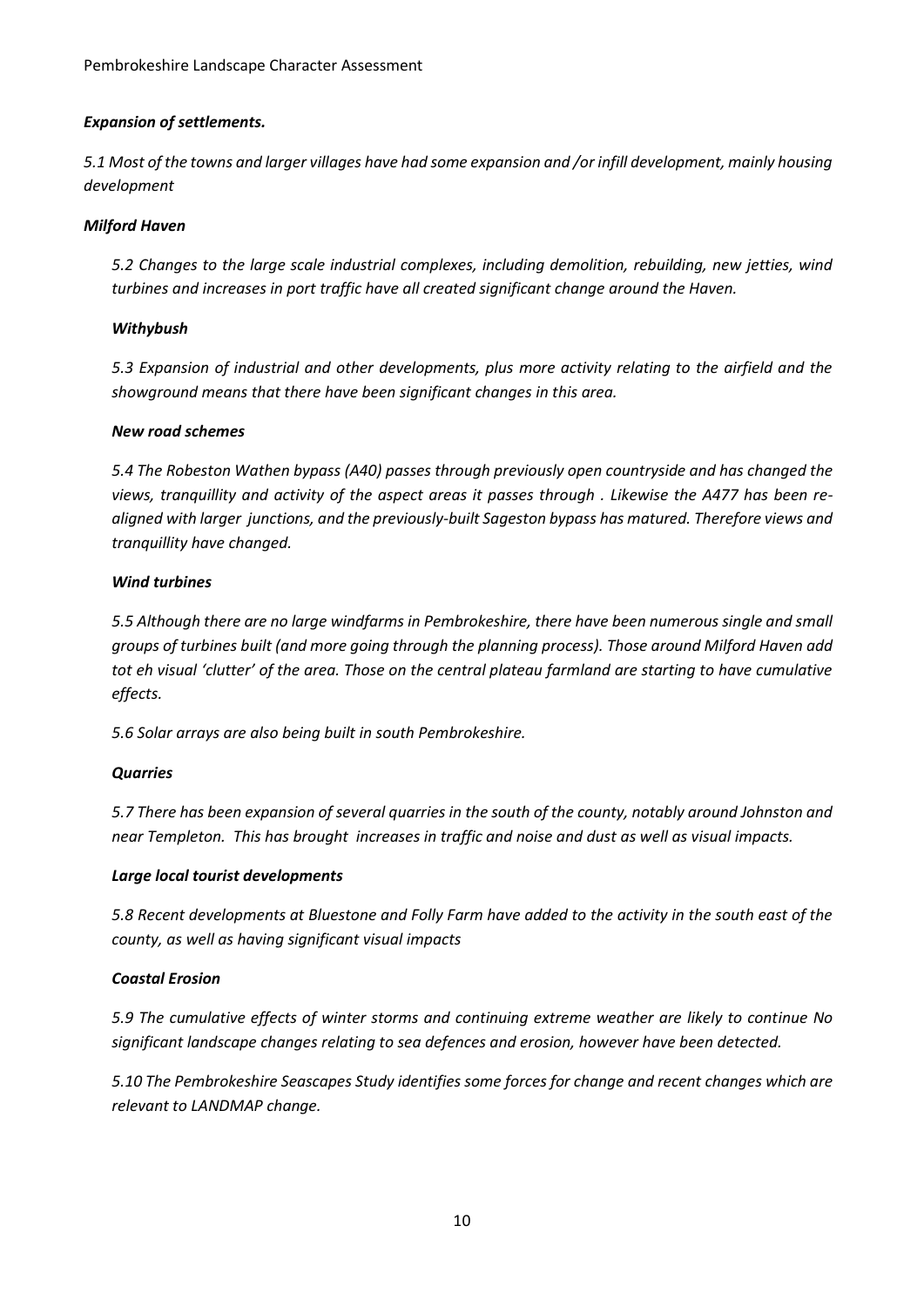***Expansion of settlements.***

*5.1 Most of the towns and larger villages have had some expansion and /or infill development, mainly housing development*

***Milford Haven***

*5.2 Changes to the large scale industrial complexes, including demolition, rebuilding, new jetties, wind turbines and increases in port traffic have all created significant change around the Haven.*

***Withybush***

*5.3 Expansion of industrial and other developments, plus more activity relating to the airfield and the showground means that there have been significant changes in this area.*

***New road schemes***

*5.4 The Robeston Wathen bypass (A40) passes through previously open countryside and has changed the views, tranquillity and activity of the aspect areas it passes through . Likewise the A477 has been re-aligned with larger junctions, and the previously-built Sageston bypass has matured. Therefore views and tranquillity have changed.*

***Wind turbines***

*5.5 Although there are no large windfarms in Pembrokeshire, there have been numerous single and small groups of turbines built (and more going through the planning process). Those around Milford Haven add tot eh visual 'clutter' of the area. Those on the central plateau farmland are starting to have cumulative effects.*

*5.6 Solar arrays are also being built in south Pembrokeshire.*

***Quarries***

*5.7 There has been expansion of several quarries in the south of the county, notably around Johnston and near Templeton. This has brought increases in traffic and noise and dust as well as visual impacts.*

***Large local tourist developments***

*5.8 Recent developments at Bluestone and Folly Farm have added to the activity in the south east of the county, as well as having significant visual impacts*

***Coastal Erosion***

*5.9 The cumulative effects of winter storms and continuing extreme weather are likely to continue No significant landscape changes relating to sea defences and erosion, however have been detected.*

*5.10 The Pembrokeshire Seascapes Study identifies some forces for change and recent changes which are relevant to LANDMAP change.*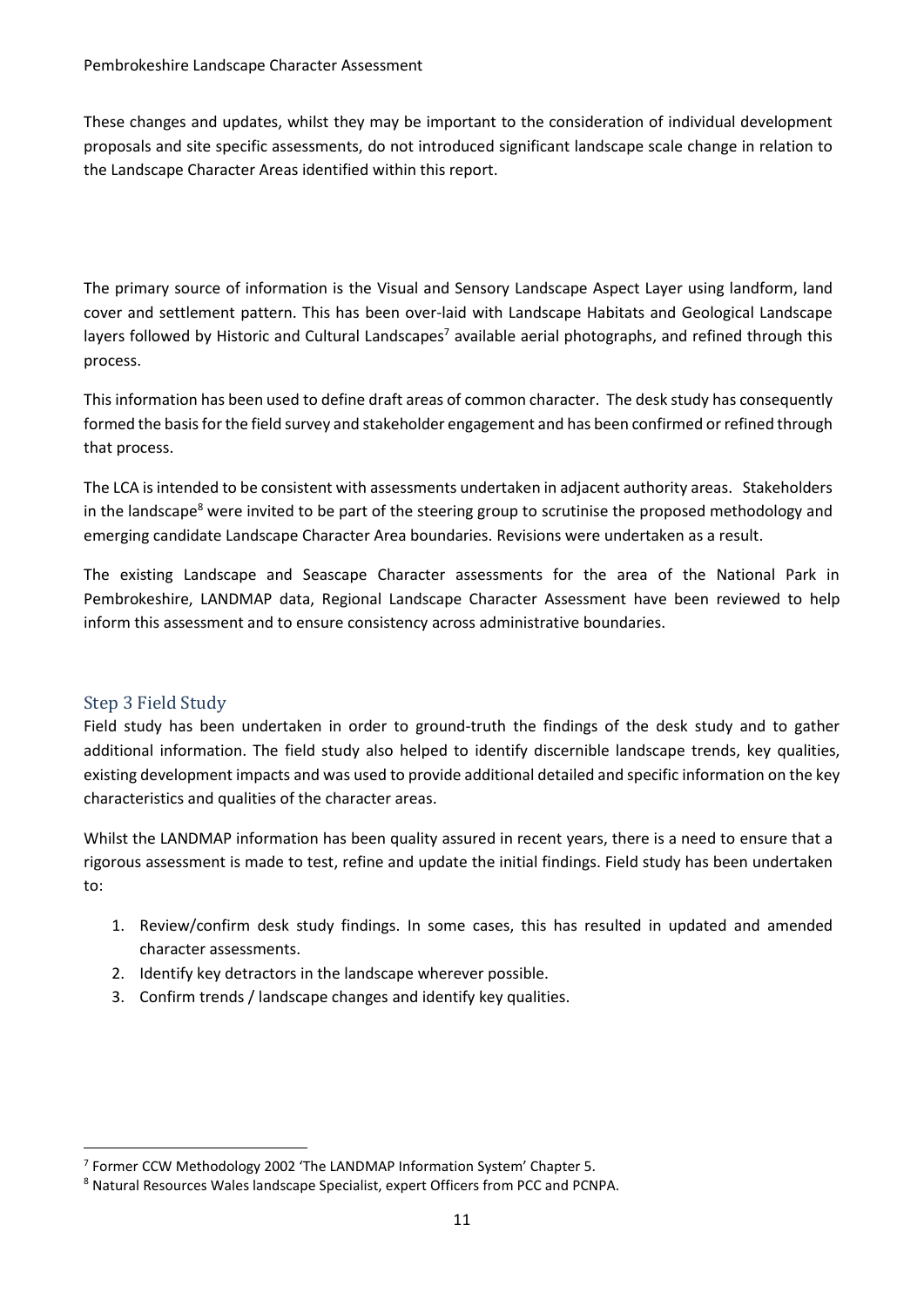These changes and updates, whilst they may be important to the consideration of individual development proposals and site specific assessments, do not introduced significant landscape scale change in relation to the Landscape Character Areas identified within this report.

The primary source of information is the Visual and Sensory Landscape Aspect Layer using landform, land cover and settlement pattern. This has been over-laid with Landscape Habitats and Geological Landscape layers followed by Historic and Cultural Landscapes[7] available aerial photographs, and refined through this process.

This information has been used to define draft areas of common character. The desk study has consequently formed the basis for the field survey and stakeholder engagement and has been confirmed or refined through that process.

The LCA is intended to be consistent with assessments undertaken in adjacent authority areas. Stakeholders in the landscape[8] were invited to be part of the steering group to scrutinise the proposed methodology and emerging candidate Landscape Character Area boundaries. Revisions were undertaken as a result.

The existing Landscape and Seascape Character assessments for the area of the National Park in Pembrokeshire, LANDMAP data, Regional Landscape Character Assessment have been reviewed to help inform this assessment and to ensure consistency across administrative boundaries.

## Step 3 Field Study

Field study has been undertaken in order to ground-truth the findings of the desk study and to gather additional information. The field study also helped to identify discernible landscape trends, key qualities, existing development impacts and was used to provide additional detailed and specific information on the key characteristics and qualities of the character areas.

Whilst the LANDMAP information has been quality assured in recent years, there is a need to ensure that a rigorous assessment is made to test, refine and update the initial findings. Field study has been undertaken to:

1. Review/confirm desk study findings. In some cases, this has resulted in updated and amended character assessments.
2. Identify key detractors in the landscape wherever possible.
3. Confirm trends / landscape changes and identify key qualities.

[7] Former CCW Methodology 2002 'The LANDMAP Information System' Chapter 5.

[8] Natural Resources Wales landscape Specialist, expert Officers from PCC and PCNPA.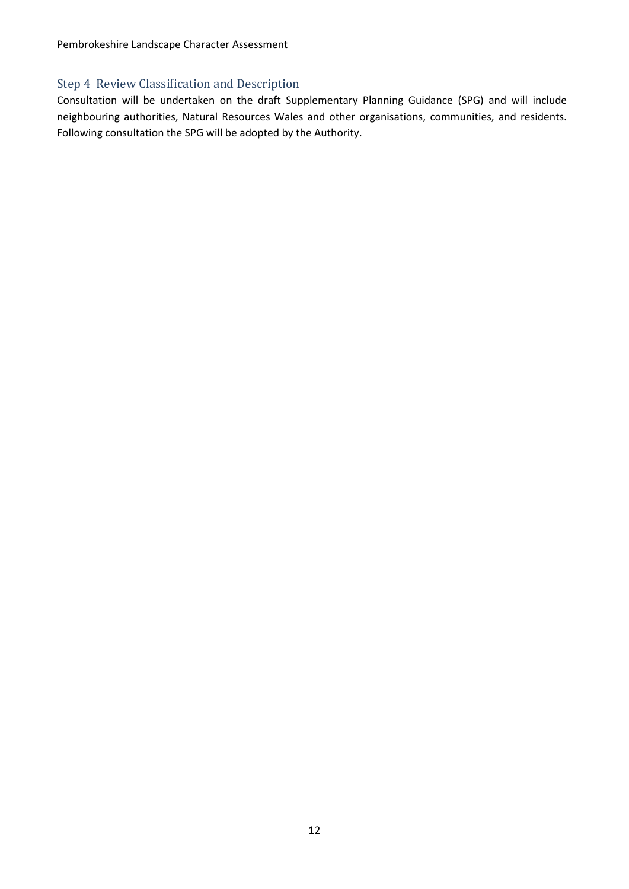## Step 4 Review Classification and Description

Consultation will be undertaken on the draft Supplementary Planning Guidance (SPG) and will include neighbouring authorities, Natural Resources Wales and other organisations, communities, and residents. Following consultation the SPG will be adopted by the Authority.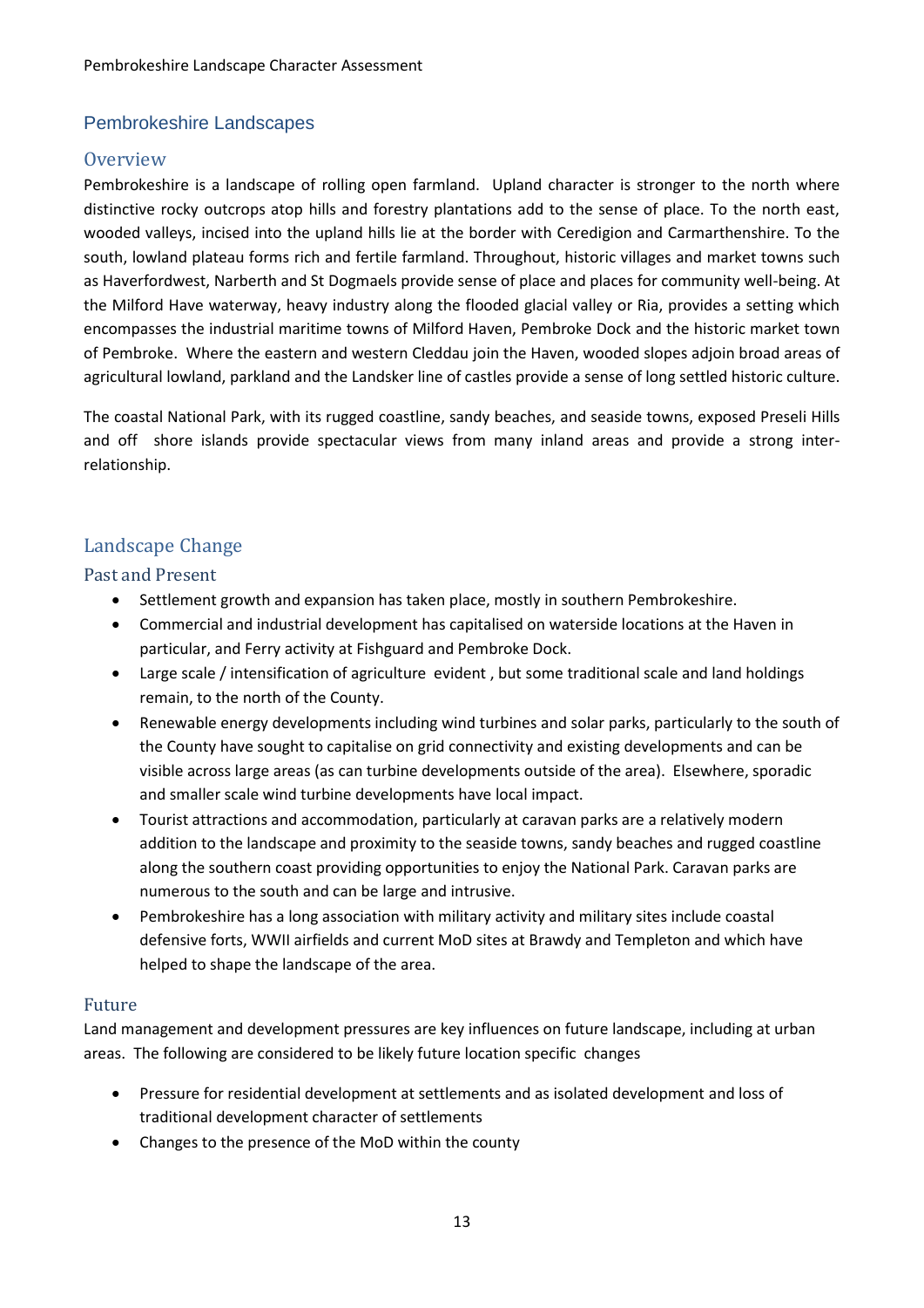## Pembrokeshire Landscapes

### Overview

Pembrokeshire is a landscape of rolling open farmland. Upland character is stronger to the north where distinctive rocky outcrops atop hills and forestry plantations add to the sense of place. To the north east, wooded valleys, incised into the upland hills lie at the border with Ceredigion and Carmarthenshire. To the south, lowland plateau forms rich and fertile farmland. Throughout, historic villages and market towns such as Haverfordwest, Narberth and St Dogmaels provide sense of place and places for community well-being. At the Milford Have waterway, heavy industry along the flooded glacial valley or Ria, provides a setting which encompasses the industrial maritime towns of Milford Haven, Pembroke Dock and the historic market town of Pembroke. Where the eastern and western Cleddau join the Haven, wooded slopes adjoin broad areas of agricultural lowland, parkland and the Landsker line of castles provide a sense of long settled historic culture.

The coastal National Park, with its rugged coastline, sandy beaches, and seaside towns, exposed Preseli Hills and off shore islands provide spectacular views from many inland areas and provide a strong inter-relationship.

## Landscape Change

### Past and Present

- Settlement growth and expansion has taken place, mostly in southern Pembrokeshire.
- Commercial and industrial development has capitalised on waterside locations at the Haven in particular, and Ferry activity at Fishguard and Pembroke Dock.
- Large scale / intensification of agriculture evident , but some traditional scale and land holdings remain, to the north of the County.
- Renewable energy developments including wind turbines and solar parks, particularly to the south of the County have sought to capitalise on grid connectivity and existing developments and can be visible across large areas (as can turbine developments outside of the area). Elsewhere, sporadic and smaller scale wind turbine developments have local impact.
- Tourist attractions and accommodation, particularly at caravan parks are a relatively modern addition to the landscape and proximity to the seaside towns, sandy beaches and rugged coastline along the southern coast providing opportunities to enjoy the National Park. Caravan parks are numerous to the south and can be large and intrusive.
- Pembrokeshire has a long association with military activity and military sites include coastal defensive forts, WWII airfields and current MoD sites at Brawdy and Templeton and which have helped to shape the landscape of the area.

### Future

Land management and development pressures are key influences on future landscape, including at urban areas. The following are considered to be likely future location specific changes

- Pressure for residential development at settlements and as isolated development and loss of traditional development character of settlements
- Changes to the presence of the MoD within the county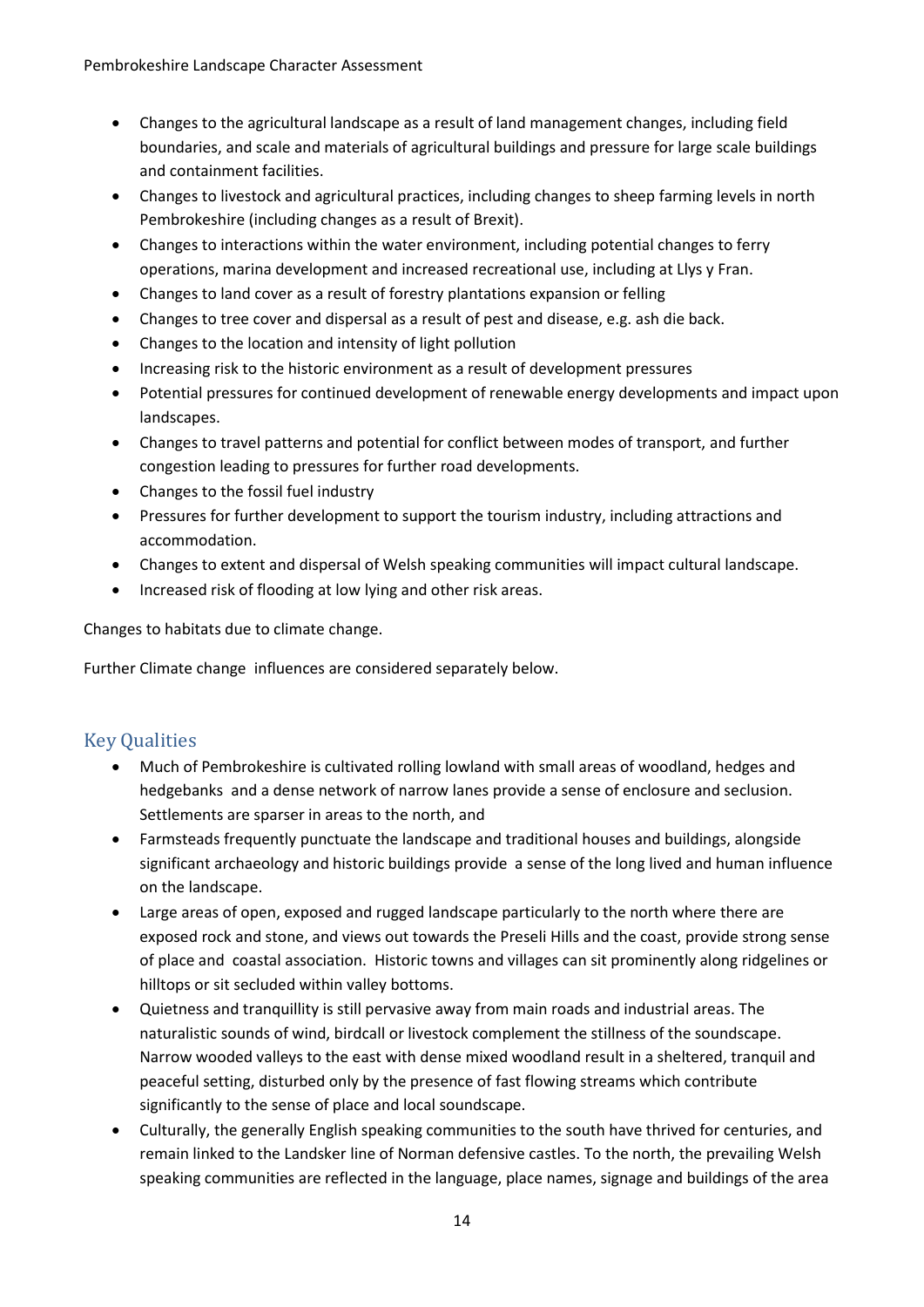- Changes to the agricultural landscape as a result of land management changes, including field boundaries, and scale and materials of agricultural buildings and pressure for large scale buildings and containment facilities.
- Changes to livestock and agricultural practices, including changes to sheep farming levels in north Pembrokeshire (including changes as a result of Brexit).
- Changes to interactions within the water environment, including potential changes to ferry operations, marina development and increased recreational use, including at Llys y Fran.
- Changes to land cover as a result of forestry plantations expansion or felling
- Changes to tree cover and dispersal as a result of pest and disease, e.g. ash die back.
- Changes to the location and intensity of light pollution
- Increasing risk to the historic environment as a result of development pressures
- Potential pressures for continued development of renewable energy developments and impact upon landscapes.
- Changes to travel patterns and potential for conflict between modes of transport, and further congestion leading to pressures for further road developments.
- Changes to the fossil fuel industry
- Pressures for further development to support the tourism industry, including attractions and accommodation.
- Changes to extent and dispersal of Welsh speaking communities will impact cultural landscape.
- Increased risk of flooding at low lying and other risk areas.

Changes to habitats due to climate change.

Further Climate change influences are considered separately below.

## Key Qualities

- Much of Pembrokeshire is cultivated rolling lowland with small areas of woodland, hedges and hedgebanks and a dense network of narrow lanes provide a sense of enclosure and seclusion. Settlements are sparser in areas to the north, and
- Farmsteads frequently punctuate the landscape and traditional houses and buildings, alongside significant archaeology and historic buildings provide a sense of the long lived and human influence on the landscape.
- Large areas of open, exposed and rugged landscape particularly to the north where there are exposed rock and stone, and views out towards the Preseli Hills and the coast, provide strong sense of place and coastal association. Historic towns and villages can sit prominently along ridgelines or hilltops or sit secluded within valley bottoms.
- Quietness and tranquillity is still pervasive away from main roads and industrial areas. The naturalistic sounds of wind, birdcall or livestock complement the stillness of the soundscape. Narrow wooded valleys to the east with dense mixed woodland result in a sheltered, tranquil and peaceful setting, disturbed only by the presence of fast flowing streams which contribute significantly to the sense of place and local soundscape.
- Culturally, the generally English speaking communities to the south have thrived for centuries, and remain linked to the Landsker line of Norman defensive castles. To the north, the prevailing Welsh speaking communities are reflected in the language, place names, signage and buildings of the area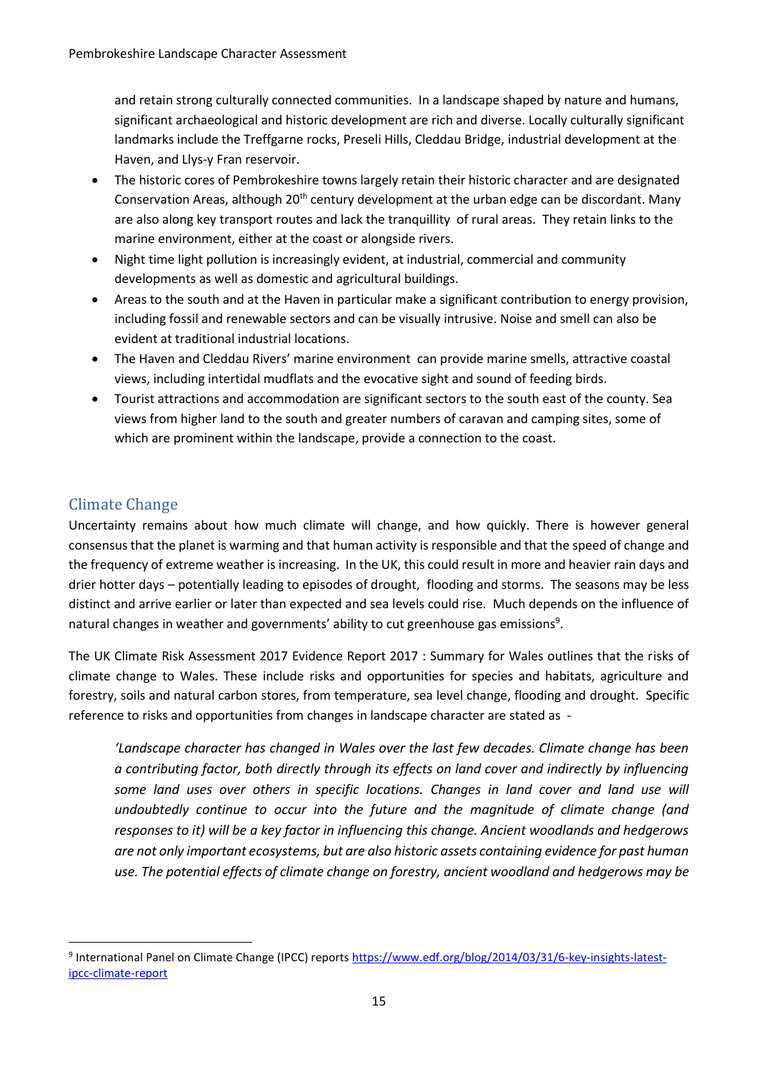and retain strong culturally connected communities. In a landscape shaped by nature and humans, significant archaeological and historic development are rich and diverse. Locally culturally significant landmarks include the Treffgarne rocks, Preseli Hills, Cleddau Bridge, industrial development at the Haven, and Llys-y Fran reservoir.

- The historic cores of Pembrokeshire towns largely retain their historic character and are designated Conservation Areas, although 20th century development at the urban edge can be discordant. Many are also along key transport routes and lack the tranquillity of rural areas. They retain links to the marine environment, either at the coast or alongside rivers.
- Night time light pollution is increasingly evident, at industrial, commercial and community developments as well as domestic and agricultural buildings.
- Areas to the south and at the Haven in particular make a significant contribution to energy provision, including fossil and renewable sectors and can be visually intrusive. Noise and smell can also be evident at traditional industrial locations.
- The Haven and Cleddau Rivers' marine environment can provide marine smells, attractive coastal views, including intertidal mudflats and the evocative sight and sound of feeding birds.
- Tourist attractions and accommodation are significant sectors to the south east of the county. Sea views from higher land to the south and greater numbers of caravan and camping sites, some of which are prominent within the landscape, provide a connection to the coast.

## Climate Change

Uncertainty remains about how much climate will change, and how quickly. There is however general consensus that the planet is warming and that human activity is responsible and that the speed of change and the frequency of extreme weather is increasing. In the UK, this could result in more and heavier rain days and drier hotter days – potentially leading to episodes of drought, flooding and storms. The seasons may be less distinct and arrive earlier or later than expected and sea levels could rise. Much depends on the influence of natural changes in weather and governments' ability to cut greenhouse gas emissions[9].

The UK Climate Risk Assessment 2017 Evidence Report 2017 : Summary for Wales outlines that the risks of climate change to Wales. These include risks and opportunities for species and habitats, agriculture and forestry, soils and natural carbon stores, from temperature, sea level change, flooding and drought. Specific reference to risks and opportunities from changes in landscape character are stated as -

> *'Landscape character has changed in Wales over the last few decades. Climate change has been a contributing factor, both directly through its effects on land cover and indirectly by influencing some land uses over others in specific locations. Changes in land cover and land use will undoubtedly continue to occur into the future and the magnitude of climate change (and responses to it) will be a key factor in influencing this change. Ancient woodlands and hedgerows are not only important ecosystems, but are also historic assets containing evidence for past human use. The potential effects of climate change on forestry, ancient woodland and hedgerows may be*

---

[9] International Panel on Climate Change (IPCC) reports https://www.edf.org/blog/2014/03/31/6-key-insights-latest-ipcc-climate-report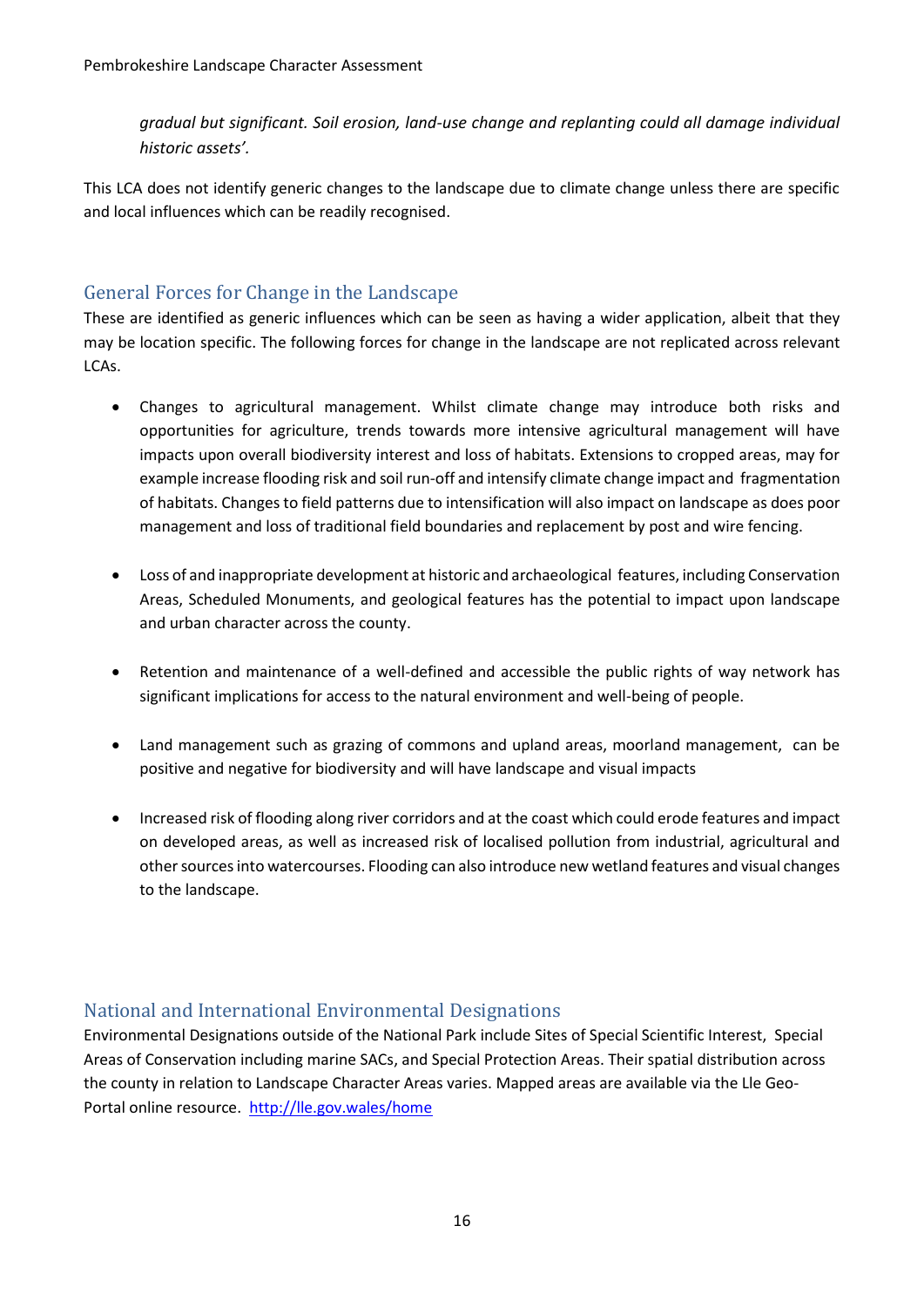*gradual but significant. Soil erosion, land-use change and replanting could all damage individual historic assets'.*

This LCA does not identify generic changes to the landscape due to climate change unless there are specific and local influences which can be readily recognised.

## General Forces for Change in the Landscape

These are identified as generic influences which can be seen as having a wider application, albeit that they may be location specific. The following forces for change in the landscape are not replicated across relevant LCAs.

- Changes to agricultural management. Whilst climate change may introduce both risks and opportunities for agriculture, trends towards more intensive agricultural management will have impacts upon overall biodiversity interest and loss of habitats. Extensions to cropped areas, may for example increase flooding risk and soil run-off and intensify climate change impact and fragmentation of habitats. Changes to field patterns due to intensification will also impact on landscape as does poor management and loss of traditional field boundaries and replacement by post and wire fencing.

- Loss of and inappropriate development at historic and archaeological features, including Conservation Areas, Scheduled Monuments, and geological features has the potential to impact upon landscape and urban character across the county.

- Retention and maintenance of a well-defined and accessible the public rights of way network has significant implications for access to the natural environment and well-being of people.

- Land management such as grazing of commons and upland areas, moorland management, can be positive and negative for biodiversity and will have landscape and visual impacts

- Increased risk of flooding along river corridors and at the coast which could erode features and impact on developed areas, as well as increased risk of localised pollution from industrial, agricultural and other sources into watercourses. Flooding can also introduce new wetland features and visual changes to the landscape.

## National and International Environmental Designations

Environmental Designations outside of the National Park include Sites of Special Scientific Interest, Special Areas of Conservation including marine SACs, and Special Protection Areas. Their spatial distribution across the county in relation to Landscape Character Areas varies. Mapped areas are available via the Lle Geo-Portal online resource. http://lle.gov.wales/home